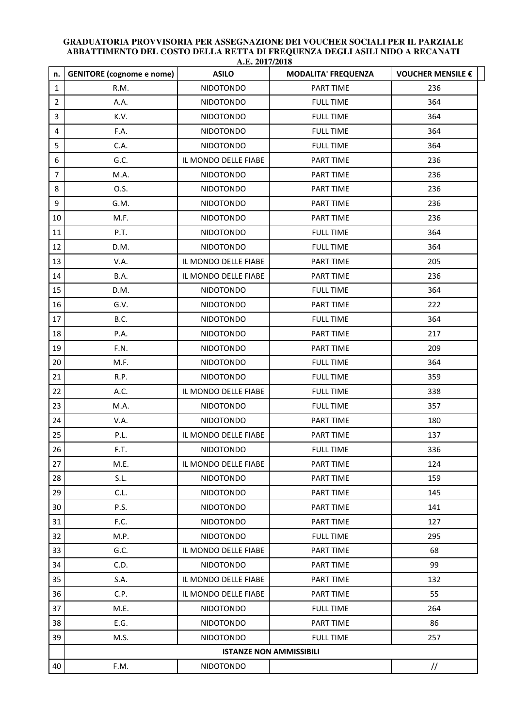**GRADUATORIA PROVVISORIA PER ASSEGNAZIONE DEI VOUCHER SOCIALI PER IL PARZIALE ABBATTIMENTO DEL COSTO DELLA RETTA DI FREQUENZA DEGLI ASILI NIDO A RECANATI A.E. 2017/2018**

| n. | GENITORE (cognome e nome) | ASILO | MODALITA' FREQUENZA | VOUCHER MENSILE € |
|---|---|---|---|---|
| 1 | R.M. | NIDOTONDO | PART TIME | 236 |
| 2 | A.A. | NIDOTONDO | FULL TIME | 364 |
| 3 | K.V. | NIDOTONDO | FULL TIME | 364 |
| 4 | F.A. | NIDOTONDO | FULL TIME | 364 |
| 5 | C.A. | NIDOTONDO | FULL TIME | 364 |
| 6 | G.C. | IL MONDO DELLE FIABE | PART TIME | 236 |
| 7 | M.A. | NIDOTONDO | PART TIME | 236 |
| 8 | O.S. | NIDOTONDO | PART TIME | 236 |
| 9 | G.M. | NIDOTONDO | PART TIME | 236 |
| 10 | M.F. | NIDOTONDO | PART TIME | 236 |
| 11 | P.T. | NIDOTONDO | FULL TIME | 364 |
| 12 | D.M. | NIDOTONDO | FULL TIME | 364 |
| 13 | V.A. | IL MONDO DELLE FIABE | PART TIME | 205 |
| 14 | B.A. | IL MONDO DELLE FIABE | PART TIME | 236 |
| 15 | D.M. | NIDOTONDO | FULL TIME | 364 |
| 16 | G.V. | NIDOTONDO | PART TIME | 222 |
| 17 | B.C. | NIDOTONDO | FULL TIME | 364 |
| 18 | P.A. | NIDOTONDO | PART TIME | 217 |
| 19 | F.N. | NIDOTONDO | PART TIME | 209 |
| 20 | M.F. | NIDOTONDO | FULL TIME | 364 |
| 21 | R.P. | NIDOTONDO | FULL TIME | 359 |
| 22 | A.C. | IL MONDO DELLE FIABE | FULL TIME | 338 |
| 23 | M.A. | NIDOTONDO | FULL TIME | 357 |
| 24 | V.A. | NIDOTONDO | PART TIME | 180 |
| 25 | P.L. | IL MONDO DELLE FIABE | PART TIME | 137 |
| 26 | F.T. | NIDOTONDO | FULL TIME | 336 |
| 27 | M.E. | IL MONDO DELLE FIABE | PART TIME | 124 |
| 28 | S.L. | NIDOTONDO | PART TIME | 159 |
| 29 | C.L. | NIDOTONDO | PART TIME | 145 |
| 30 | P.S. | NIDOTONDO | PART TIME | 141 |
| 31 | F.C. | NIDOTONDO | PART TIME | 127 |
| 32 | M.P. | NIDOTONDO | FULL TIME | 295 |
| 33 | G.C. | IL MONDO DELLE FIABE | PART TIME | 68 |
| 34 | C.D. | NIDOTONDO | PART TIME | 99 |
| 35 | S.A. | IL MONDO DELLE FIABE | PART TIME | 132 |
| 36 | C.P. | IL MONDO DELLE FIABE | PART TIME | 55 |
| 37 | M.E. | NIDOTONDO | FULL TIME | 264 |
| 38 | E.G. | NIDOTONDO | PART TIME | 86 |
| 39 | M.S. | NIDOTONDO | FULL TIME | 257 |
| | **ISTANZE NON AMMISSIBILI** | | | |
| 40 | F.M. | NIDOTONDO | | // |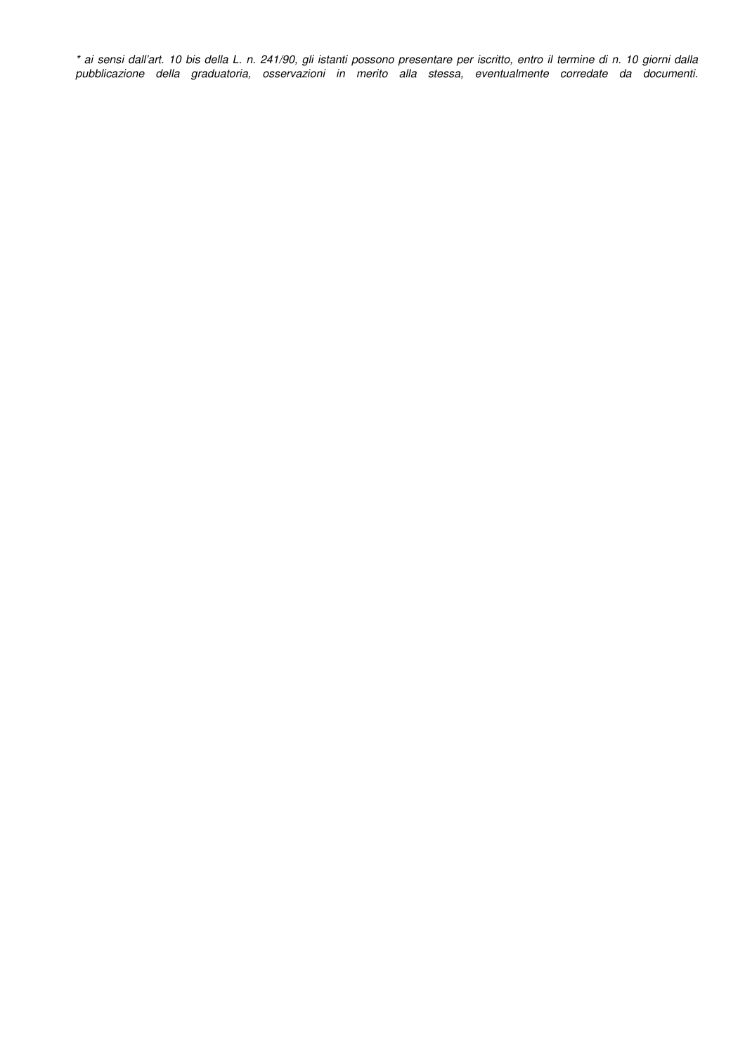*\* ai sensi dall'art. 10 bis della L. n. 241/90, gli istanti possono presentare per iscritto, entro il termine di n. 10 giorni dalla pubblicazione della graduatoria, osservazioni in merito alla stessa, eventualmente corredate da documenti.*